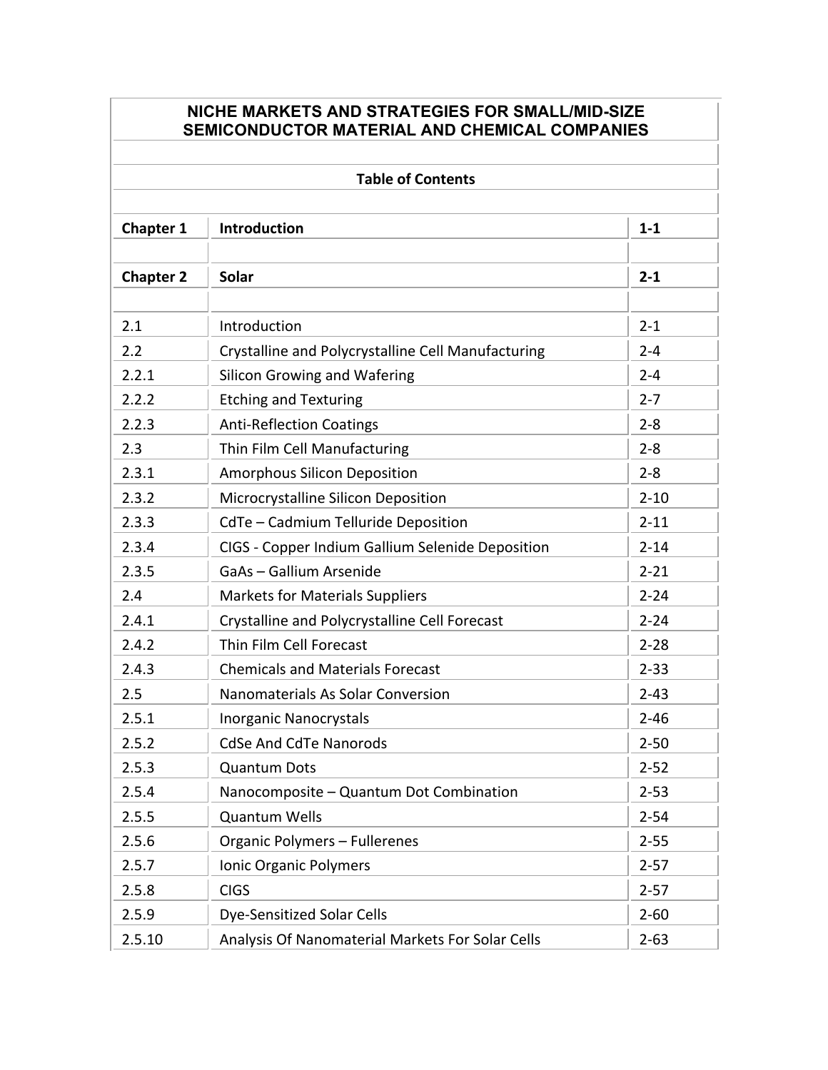# NICHE MARKETS AND STRATEGIES FOR SMALL/MID-SIZE SEMICONDUCTOR MATERIAL AND CHEMICAL COMPANIES

## Table of Contents

| | | |
|---|---|---|
| **Chapter 1** | **Introduction** | **1-1** |
| | | |
| **Chapter 2** | **Solar** | **2-1** |
| | | |
| 2.1 | Introduction | 2-1 |
| 2.2 | Crystalline and Polycrystalline Cell Manufacturing | 2-4 |
| 2.2.1 | Silicon Growing and Wafering | 2-4 |
| 2.2.2 | Etching and Texturing | 2-7 |
| 2.2.3 | Anti-Reflection Coatings | 2-8 |
| 2.3 | Thin Film Cell Manufacturing | 2-8 |
| 2.3.1 | Amorphous Silicon Deposition | 2-8 |
| 2.3.2 | Microcrystalline Silicon Deposition | 2-10 |
| 2.3.3 | CdTe – Cadmium Telluride Deposition | 2-11 |
| 2.3.4 | CIGS - Copper Indium Gallium Selenide Deposition | 2-14 |
| 2.3.5 | GaAs – Gallium Arsenide | 2-21 |
| 2.4 | Markets for Materials Suppliers | 2-24 |
| 2.4.1 | Crystalline and Polycrystalline Cell Forecast | 2-24 |
| 2.4.2 | Thin Film Cell Forecast | 2-28 |
| 2.4.3 | Chemicals and Materials Forecast | 2-33 |
| 2.5 | Nanomaterials As Solar Conversion | 2-43 |
| 2.5.1 | Inorganic Nanocrystals | 2-46 |
| 2.5.2 | CdSe And CdTe Nanorods | 2-50 |
| 2.5.3 | Quantum Dots | 2-52 |
| 2.5.4 | Nanocomposite – Quantum Dot Combination | 2-53 |
| 2.5.5 | Quantum Wells | 2-54 |
| 2.5.6 | Organic Polymers – Fullerenes | 2-55 |
| 2.5.7 | Ionic Organic Polymers | 2-57 |
| 2.5.8 | CIGS | 2-57 |
| 2.5.9 | Dye-Sensitized Solar Cells | 2-60 |
| 2.5.10 | Analysis Of Nanomaterial Markets For Solar Cells | 2-63 |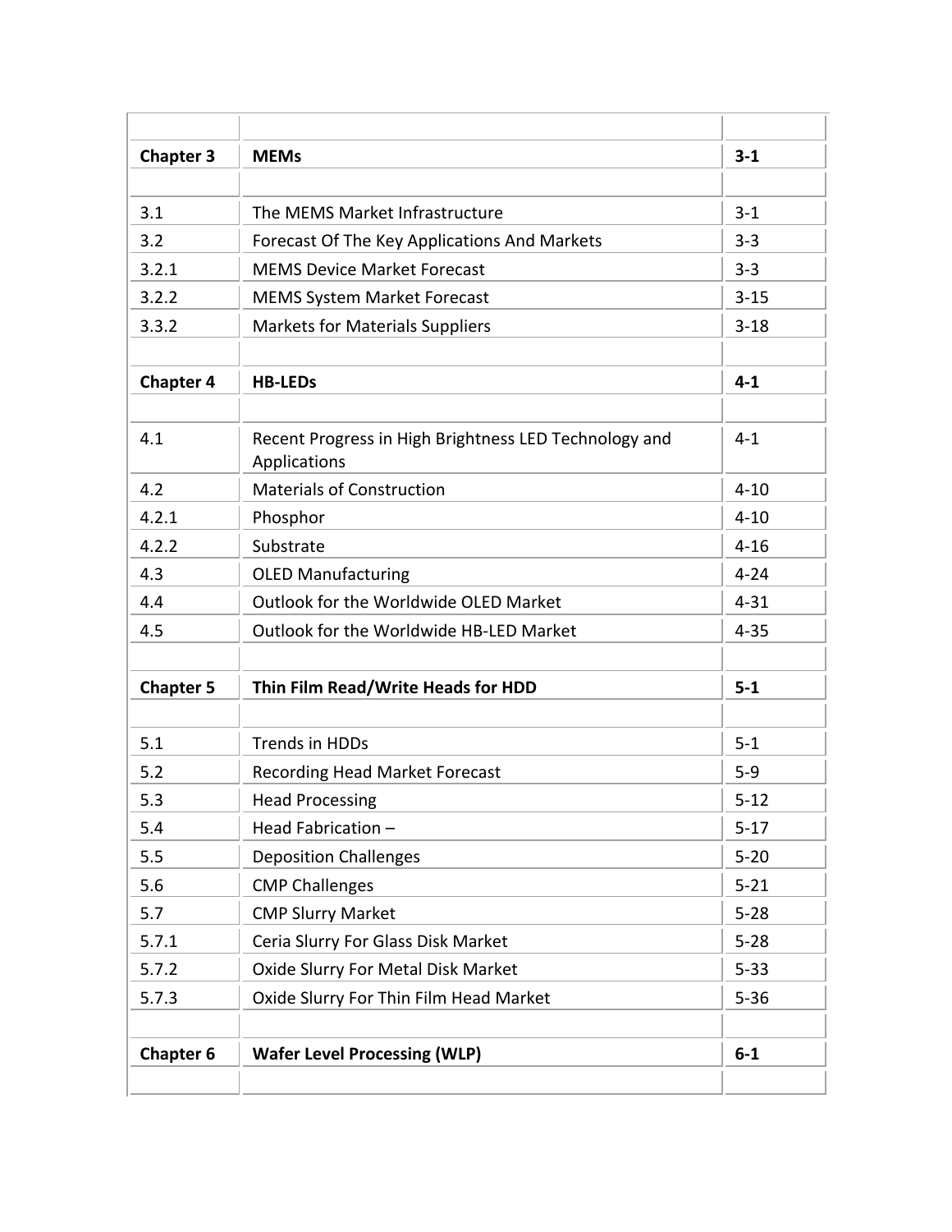| | | |
|---|---|---|
| **Chapter 3** | **MEMs** | **3-1** |
| | | |
| 3.1 | The MEMS Market Infrastructure | 3-1 |
| 3.2 | Forecast Of The Key Applications And Markets | 3-3 |
| 3.2.1 | MEMS Device Market Forecast | 3-3 |
| 3.2.2 | MEMS System Market Forecast | 3-15 |
| 3.3.2 | Markets for Materials Suppliers | 3-18 |
| | | |
| **Chapter 4** | **HB-LEDs** | **4-1** |
| | | |
| 4.1 | Recent Progress in High Brightness LED Technology and Applications | 4-1 |
| 4.2 | Materials of Construction | 4-10 |
| 4.2.1 | Phosphor | 4-10 |
| 4.2.2 | Substrate | 4-16 |
| 4.3 | OLED Manufacturing | 4-24 |
| 4.4 | Outlook for the Worldwide OLED Market | 4-31 |
| 4.5 | Outlook for the Worldwide HB-LED Market | 4-35 |
| | | |
| **Chapter 5** | **Thin Film Read/Write Heads for HDD** | **5-1** |
| | | |
| 5.1 | Trends in HDDs | 5-1 |
| 5.2 | Recording Head Market Forecast | 5-9 |
| 5.3 | Head Processing | 5-12 |
| 5.4 | Head Fabrication – | 5-17 |
| 5.5 | Deposition Challenges | 5-20 |
| 5.6 | CMP Challenges | 5-21 |
| 5.7 | CMP Slurry Market | 5-28 |
| 5.7.1 | Ceria Slurry For Glass Disk Market | 5-28 |
| 5.7.2 | Oxide Slurry For Metal Disk Market | 5-33 |
| 5.7.3 | Oxide Slurry For Thin Film Head Market | 5-36 |
| | | |
| **Chapter 6** | **Wafer Level Processing (WLP)** | **6-1** |
| | | |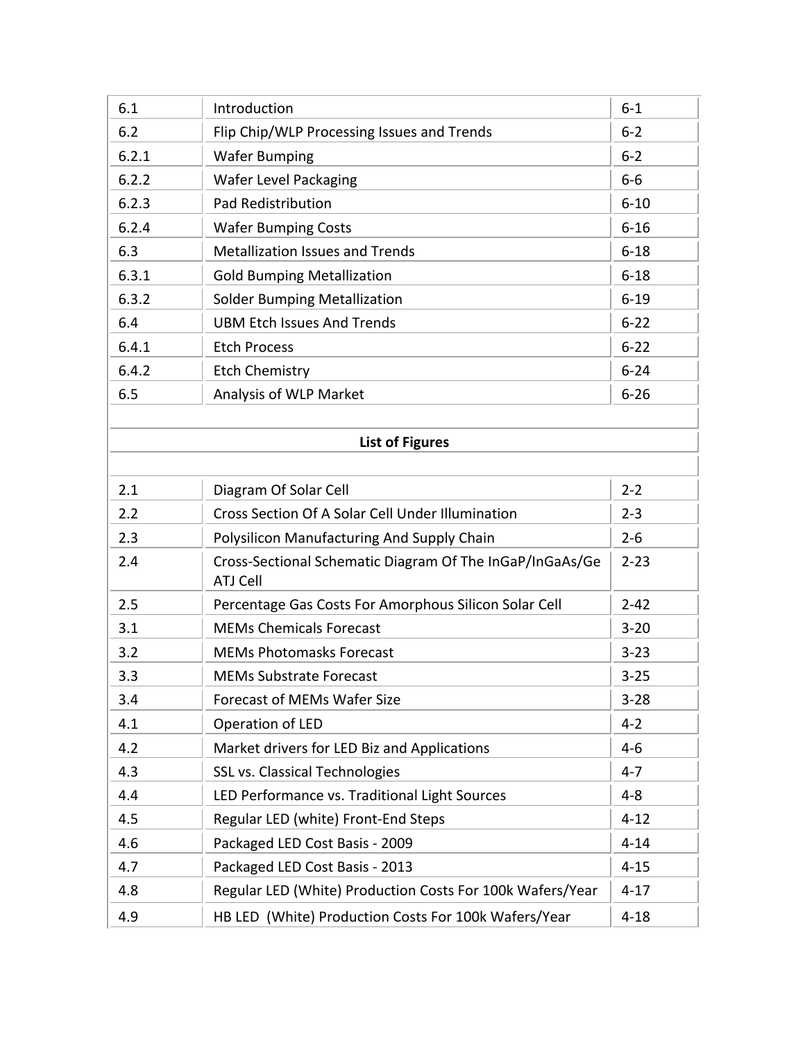| | | |
|---|---|---|
| 6.1 | Introduction | 6-1 |
| 6.2 | Flip Chip/WLP Processing Issues and Trends | 6-2 |
| 6.2.1 | Wafer Bumping | 6-2 |
| 6.2.2 | Wafer Level Packaging | 6-6 |
| 6.2.3 | Pad Redistribution | 6-10 |
| 6.2.4 | Wafer Bumping Costs | 6-16 |
| 6.3 | Metallization Issues and Trends | 6-18 |
| 6.3.1 | Gold Bumping Metallization | 6-18 |
| 6.3.2 | Solder Bumping Metallization | 6-19 |
| 6.4 | UBM Etch Issues And Trends | 6-22 |
| 6.4.1 | Etch Process | 6-22 |
| 6.4.2 | Etch Chemistry | 6-24 |
| 6.5 | Analysis of WLP Market | 6-26 |

**List of Figures**

| | | |
|---|---|---|
| 2.1 | Diagram Of Solar Cell | 2-2 |
| 2.2 | Cross Section Of A Solar Cell Under Illumination | 2-3 |
| 2.3 | Polysilicon Manufacturing And Supply Chain | 2-6 |
| 2.4 | Cross-Sectional Schematic Diagram Of The InGaP/InGaAs/Ge ATJ Cell | 2-23 |
| 2.5 | Percentage Gas Costs For Amorphous Silicon Solar Cell | 2-42 |
| 3.1 | MEMs Chemicals Forecast | 3-20 |
| 3.2 | MEMs Photomasks Forecast | 3-23 |
| 3.3 | MEMs Substrate Forecast | 3-25 |
| 3.4 | Forecast of MEMs Wafer Size | 3-28 |
| 4.1 | Operation of LED | 4-2 |
| 4.2 | Market drivers for LED Biz and Applications | 4-6 |
| 4.3 | SSL vs. Classical Technologies | 4-7 |
| 4.4 | LED Performance vs. Traditional Light Sources | 4-8 |
| 4.5 | Regular LED (white) Front-End Steps | 4-12 |
| 4.6 | Packaged LED Cost Basis - 2009 | 4-14 |
| 4.7 | Packaged LED Cost Basis - 2013 | 4-15 |
| 4.8 | Regular LED (White) Production Costs For 100k Wafers/Year | 4-17 |
| 4.9 | HB LED (White) Production Costs For 100k Wafers/Year | 4-18 |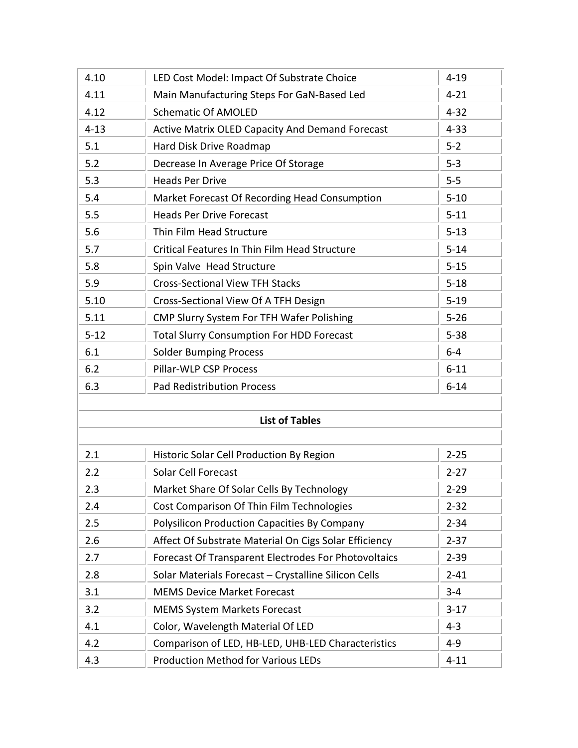| | | |
|---|---|---|
| 4.10 | LED Cost Model: Impact Of Substrate Choice | 4-19 |
| 4.11 | Main Manufacturing Steps For GaN-Based Led | 4-21 |
| 4.12 | Schematic Of AMOLED | 4-32 |
| 4-13 | Active Matrix OLED Capacity And Demand Forecast | 4-33 |
| 5.1 | Hard Disk Drive Roadmap | 5-2 |
| 5.2 | Decrease In Average Price Of Storage | 5-3 |
| 5.3 | Heads Per Drive | 5-5 |
| 5.4 | Market Forecast Of Recording Head Consumption | 5-10 |
| 5.5 | Heads Per Drive Forecast | 5-11 |
| 5.6 | Thin Film Head Structure | 5-13 |
| 5.7 | Critical Features In Thin Film Head Structure | 5-14 |
| 5.8 | Spin Valve Head Structure | 5-15 |
| 5.9 | Cross-Sectional View TFH Stacks | 5-18 |
| 5.10 | Cross-Sectional View Of A TFH Design | 5-19 |
| 5.11 | CMP Slurry System For TFH Wafer Polishing | 5-26 |
| 5-12 | Total Slurry Consumption For HDD Forecast | 5-38 |
| 6.1 | Solder Bumping Process | 6-4 |
| 6.2 | Pillar-WLP CSP Process | 6-11 |
| 6.3 | Pad Redistribution Process | 6-14 |

**List of Tables**

| | | |
|---|---|---|
| 2.1 | Historic Solar Cell Production By Region | 2-25 |
| 2.2 | Solar Cell Forecast | 2-27 |
| 2.3 | Market Share Of Solar Cells By Technology | 2-29 |
| 2.4 | Cost Comparison Of Thin Film Technologies | 2-32 |
| 2.5 | Polysilicon Production Capacities By Company | 2-34 |
| 2.6 | Affect Of Substrate Material On Cigs Solar Efficiency | 2-37 |
| 2.7 | Forecast Of Transparent Electrodes For Photovoltaics | 2-39 |
| 2.8 | Solar Materials Forecast – Crystalline Silicon Cells | 2-41 |
| 3.1 | MEMS Device Market Forecast | 3-4 |
| 3.2 | MEMS System Markets Forecast | 3-17 |
| 4.1 | Color, Wavelength Material Of LED | 4-3 |
| 4.2 | Comparison of LED, HB-LED, UHB-LED Characteristics | 4-9 |
| 4.3 | Production Method for Various LEDs | 4-11 |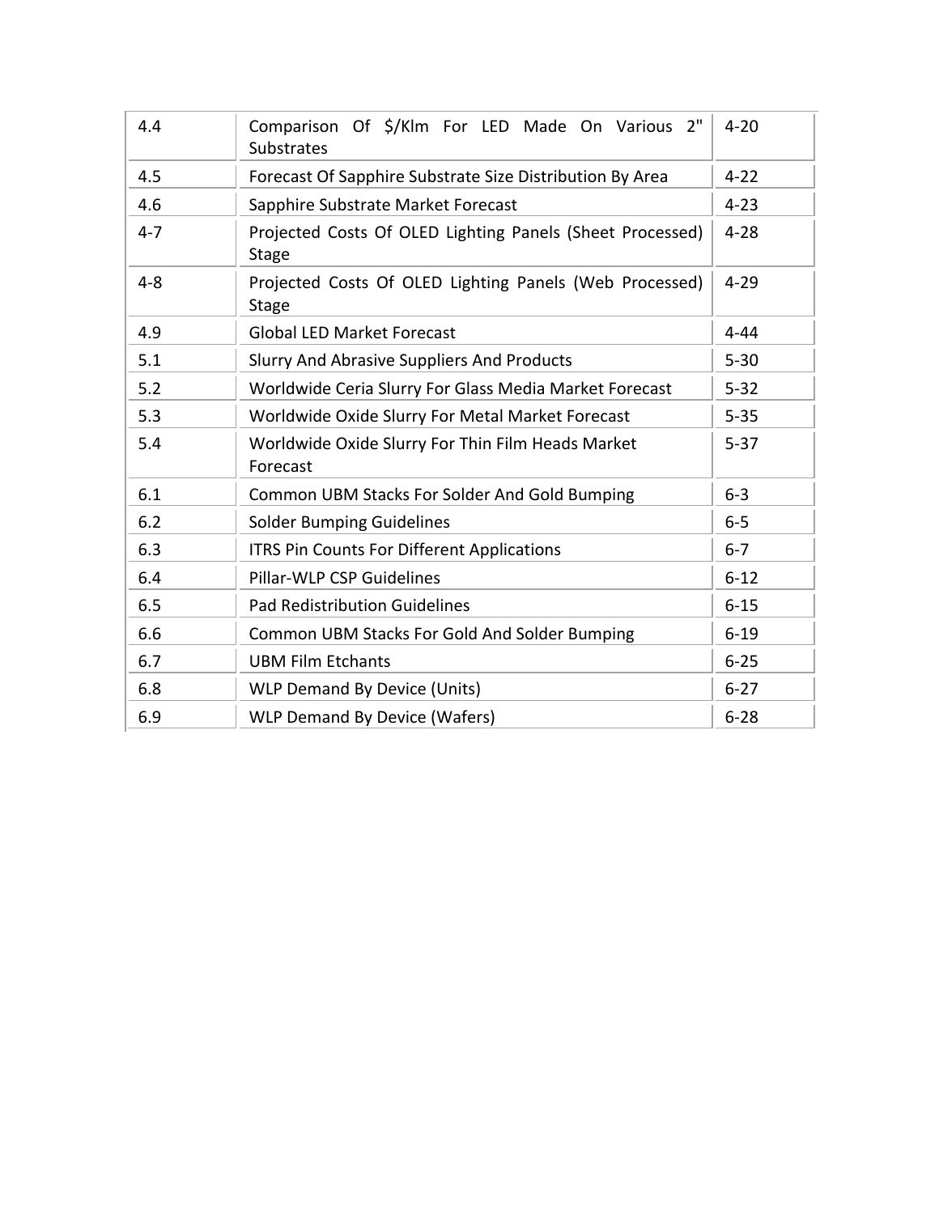| | | |
| --- | --- | --- |
| 4.4 | Comparison Of $/Klm For LED Made On Various 2" Substrates | 4-20 |
| 4.5 | Forecast Of Sapphire Substrate Size Distribution By Area | 4-22 |
| 4.6 | Sapphire Substrate Market Forecast | 4-23 |
| 4-7 | Projected Costs Of OLED Lighting Panels (Sheet Processed) Stage | 4-28 |
| 4-8 | Projected Costs Of OLED Lighting Panels (Web Processed) Stage | 4-29 |
| 4.9 | Global LED Market Forecast | 4-44 |
| 5.1 | Slurry And Abrasive Suppliers And Products | 5-30 |
| 5.2 | Worldwide Ceria Slurry For Glass Media Market Forecast | 5-32 |
| 5.3 | Worldwide Oxide Slurry For Metal Market Forecast | 5-35 |
| 5.4 | Worldwide Oxide Slurry For Thin Film Heads Market Forecast | 5-37 |
| 6.1 | Common UBM Stacks For Solder And Gold Bumping | 6-3 |
| 6.2 | Solder Bumping Guidelines | 6-5 |
| 6.3 | ITRS Pin Counts For Different Applications | 6-7 |
| 6.4 | Pillar-WLP CSP Guidelines | 6-12 |
| 6.5 | Pad Redistribution Guidelines | 6-15 |
| 6.6 | Common UBM Stacks For Gold And Solder Bumping | 6-19 |
| 6.7 | UBM Film Etchants | 6-25 |
| 6.8 | WLP Demand By Device (Units) | 6-27 |
| 6.9 | WLP Demand By Device (Wafers) | 6-28 |